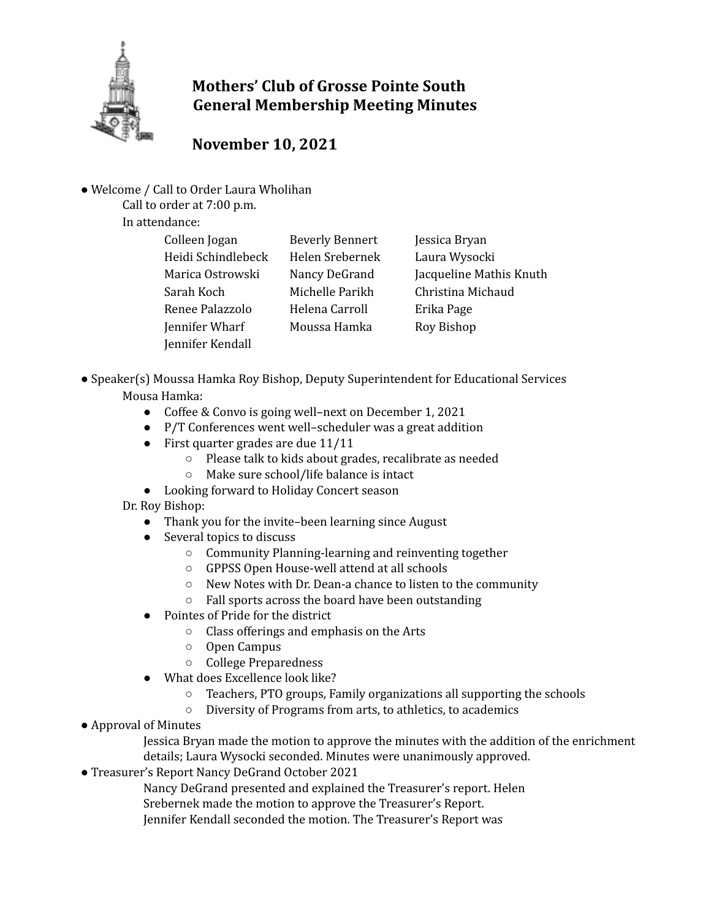# Mothers' Club of Grosse Pointe South
# General Membership Meeting Minutes

## November 10, 2021

- Welcome / Call to Order Laura Wholihan

  Call to order at 7:00 p.m.

  In attendance:

| | | |
|---|---|---|
| Colleen Jogan | Beverly Bennert | Jessica Bryan |
| Heidi Schindlebeck | Helen Srebernek | Laura Wysocki |
| Marica Ostrowski | Nancy DeGrand | Jacqueline Mathis Knuth |
| Sarah Koch | Michelle Parikh | Christina Michaud |
| Renee Palazzolo | Helena Carroll | Erika Page |
| Jennifer Wharf | Moussa Hamka | Roy Bishop |
| Jennifer Kendall | | |

- Speaker(s) Moussa Hamka Roy Bishop, Deputy Superintendent for Educational Services

  Mousa Hamka:
  - Coffee & Convo is going well–next on December 1, 2021
  - P/T Conferences went well–scheduler was a great addition
  - First quarter grades are due 11/11
    - Please talk to kids about grades, recalibrate as needed
    - Make sure school/life balance is intact
  - Looking forward to Holiday Concert season

  Dr. Roy Bishop:
  - Thank you for the invite–been learning since August
  - Several topics to discuss
    - Community Planning-learning and reinventing together
    - GPPSS Open House-well attend at all schools
    - New Notes with Dr. Dean-a chance to listen to the community
    - Fall sports across the board have been outstanding
  - Pointes of Pride for the district
    - Class offerings and emphasis on the Arts
    - Open Campus
    - College Preparedness
  - What does Excellence look like?
    - Teachers, PTO groups, Family organizations all supporting the schools
    - Diversity of Programs from arts, to athletics, to academics

- Approval of Minutes

  Jessica Bryan made the motion to approve the minutes with the addition of the enrichment details; Laura Wysocki seconded. Minutes were unanimously approved.

- Treasurer's Report Nancy DeGrand October 2021

  Nancy DeGrand presented and explained the Treasurer's report. Helen Srebernek made the motion to approve the Treasurer's Report. Jennifer Kendall seconded the motion. The Treasurer's Report was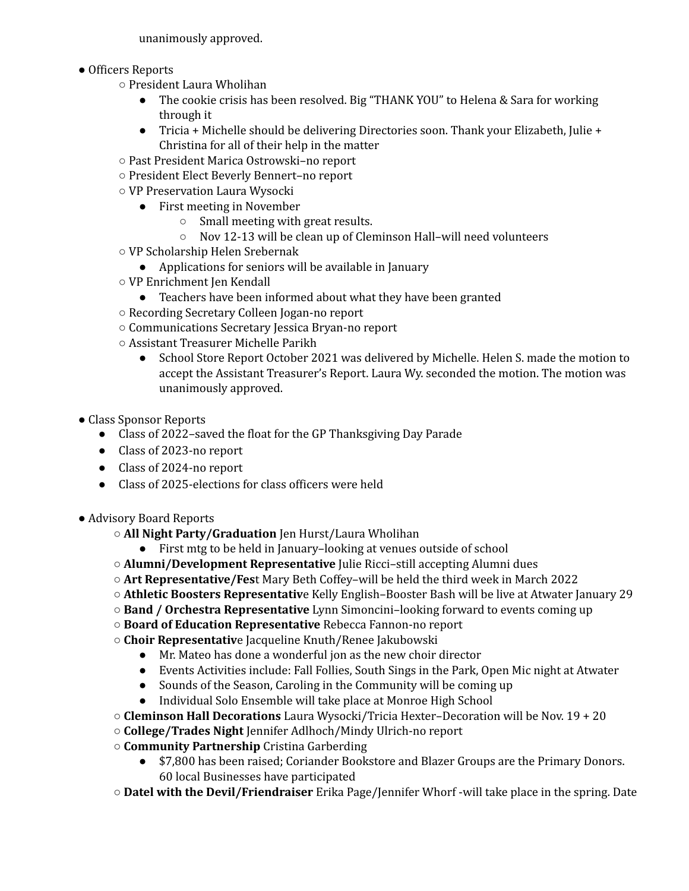unanimously approved.

- Officers Reports
  - President Laura Wholihan
    - The cookie crisis has been resolved. Big "THANK YOU" to Helena & Sara for working through it
    - Tricia + Michelle should be delivering Directories soon. Thank your Elizabeth, Julie + Christina for all of their help in the matter
  - Past President Marica Ostrowski–no report
  - President Elect Beverly Bennert–no report
  - VP Preservation Laura Wysocki
    - First meeting in November
      - Small meeting with great results.
      - Nov 12-13 will be clean up of Cleminson Hall–will need volunteers
  - VP Scholarship Helen Srebernak
    - Applications for seniors will be available in January
  - VP Enrichment Jen Kendall
    - Teachers have been informed about what they have been granted
  - Recording Secretary Colleen Jogan-no report
  - Communications Secretary Jessica Bryan-no report
  - Assistant Treasurer Michelle Parikh
    - School Store Report October 2021 was delivered by Michelle. Helen S. made the motion to accept the Assistant Treasurer's Report. Laura Wy. seconded the motion. The motion was unanimously approved.

- Class Sponsor Reports
  - Class of 2022–saved the float for the GP Thanksgiving Day Parade
  - Class of 2023-no report
  - Class of 2024-no report
  - Class of 2025-elections for class officers were held

- Advisory Board Reports
  - **All Night Party/Graduation** Jen Hurst/Laura Wholihan
    - First mtg to be held in January–looking at venues outside of school
  - **Alumni/Development Representative** Julie Ricci–still accepting Alumni dues
  - **Art Representative/Fes**t Mary Beth Coffey–will be held the third week in March 2022
  - **Athletic Boosters Representativ**e Kelly English–Booster Bash will be live at Atwater January 29
  - **Band / Orchestra Representative** Lynn Simoncini–looking forward to events coming up
  - **Board of Education Representative** Rebecca Fannon-no report
  - **Choir Representativ**e Jacqueline Knuth/Renee Jakubowski
    - Mr. Mateo has done a wonderful jon as the new choir director
    - Events Activities include: Fall Follies, South Sings in the Park, Open Mic night at Atwater
    - Sounds of the Season, Caroling in the Community will be coming up
    - Individual Solo Ensemble will take place at Monroe High School
  - **Cleminson Hall Decorations** Laura Wysocki/Tricia Hexter–Decoration will be Nov. 19 + 20
  - **College/Trades Night** Jennifer Adlhoch/Mindy Ulrich-no report
  - **Community Partnership** Cristina Garberding
    - $7,800 has been raised; Coriander Bookstore and Blazer Groups are the Primary Donors. 60 local Businesses have participated
  - **Datel with the Devil/Friendraiser** Erika Page/Jennifer Whorf -will take place in the spring. Date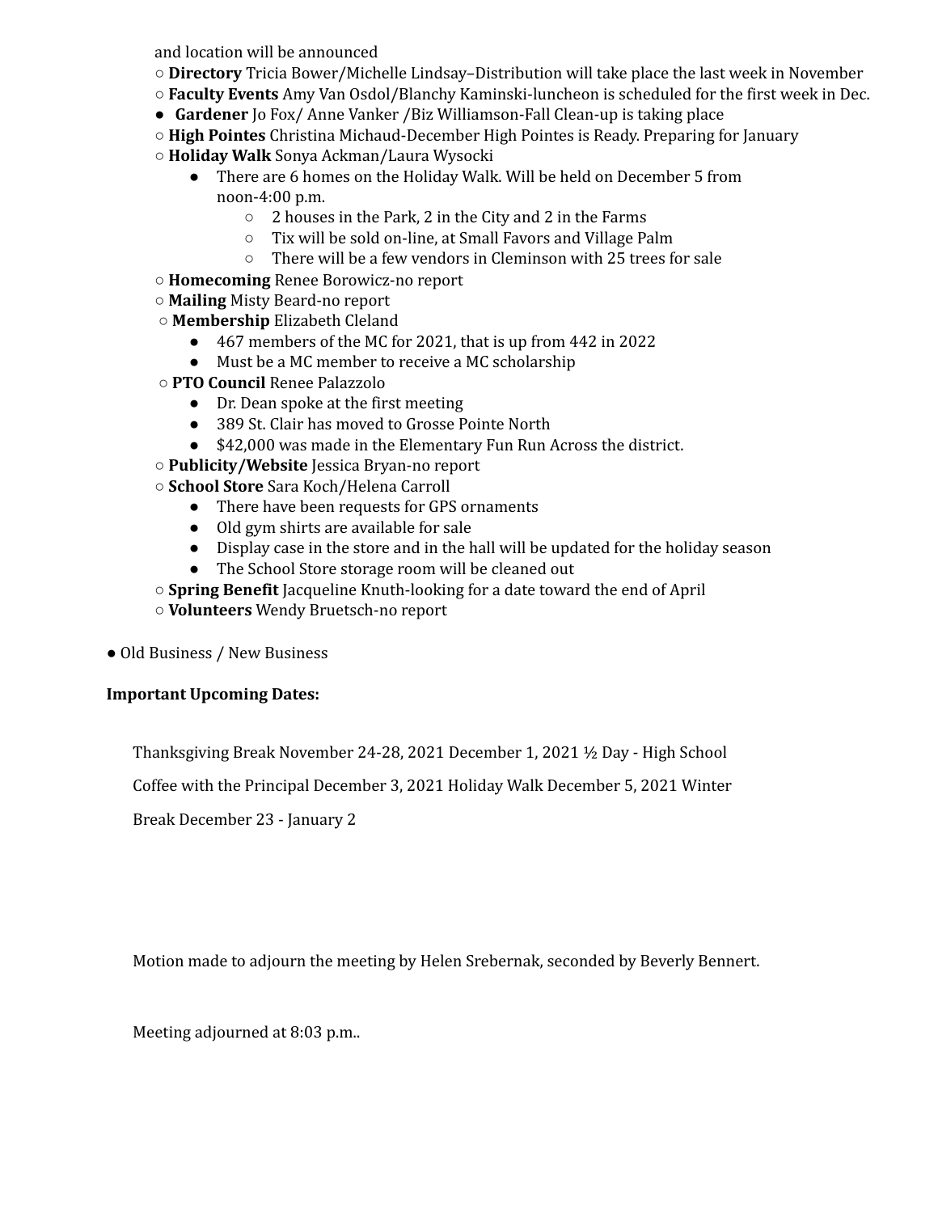and location will be announced

- ○ **Directory** Tricia Bower/Michelle Lindsay–Distribution will take place the last week in November
- ○ **Faculty Events** Amy Van Osdol/Blanchy Kaminski-luncheon is scheduled for the first week in Dec.
- **Gardener** Jo Fox/ Anne Vanker /Biz Williamson-Fall Clean-up is taking place
- ○ **High Pointes** Christina Michaud-December High Pointes is Ready. Preparing for January
- ○ **Holiday Walk** Sonya Ackman/Laura Wysocki
  - There are 6 homes on the Holiday Walk. Will be held on December 5 from noon-4:00 p.m.
    - ○ 2 houses in the Park, 2 in the City and 2 in the Farms
    - ○ Tix will be sold on-line, at Small Favors and Village Palm
    - ○ There will be a few vendors in Cleminson with 25 trees for sale
- ○ **Homecoming** Renee Borowicz-no report
- ○ **Mailing** Misty Beard-no report
- ○ **Membership** Elizabeth Cleland
  - 467 members of the MC for 2021, that is up from 442 in 2022
  - Must be a MC member to receive a MC scholarship
- ○ **PTO Council** Renee Palazzolo
  - Dr. Dean spoke at the first meeting
  - 389 St. Clair has moved to Grosse Pointe North
  - $42,000 was made in the Elementary Fun Run Across the district.
- ○ **Publicity/Website** Jessica Bryan-no report
- ○ **School Store** Sara Koch/Helena Carroll
  - There have been requests for GPS ornaments
  - Old gym shirts are available for sale
  - Display case in the store and in the hall will be updated for the holiday season
  - The School Store storage room will be cleaned out
- ○ **Spring Benefit** Jacqueline Knuth-looking for a date toward the end of April
- ○ **Volunteers** Wendy Bruetsch-no report

● Old Business / New Business

**Important Upcoming Dates:**

Thanksgiving Break November 24-28, 2021 December 1, 2021 ½ Day - High School

Coffee with the Principal December 3, 2021 Holiday Walk December 5, 2021 Winter

Break December 23 - January 2

Motion made to adjourn the meeting by Helen Srebernak, seconded by Beverly Bennert.

Meeting adjourned at 8:03 p.m..